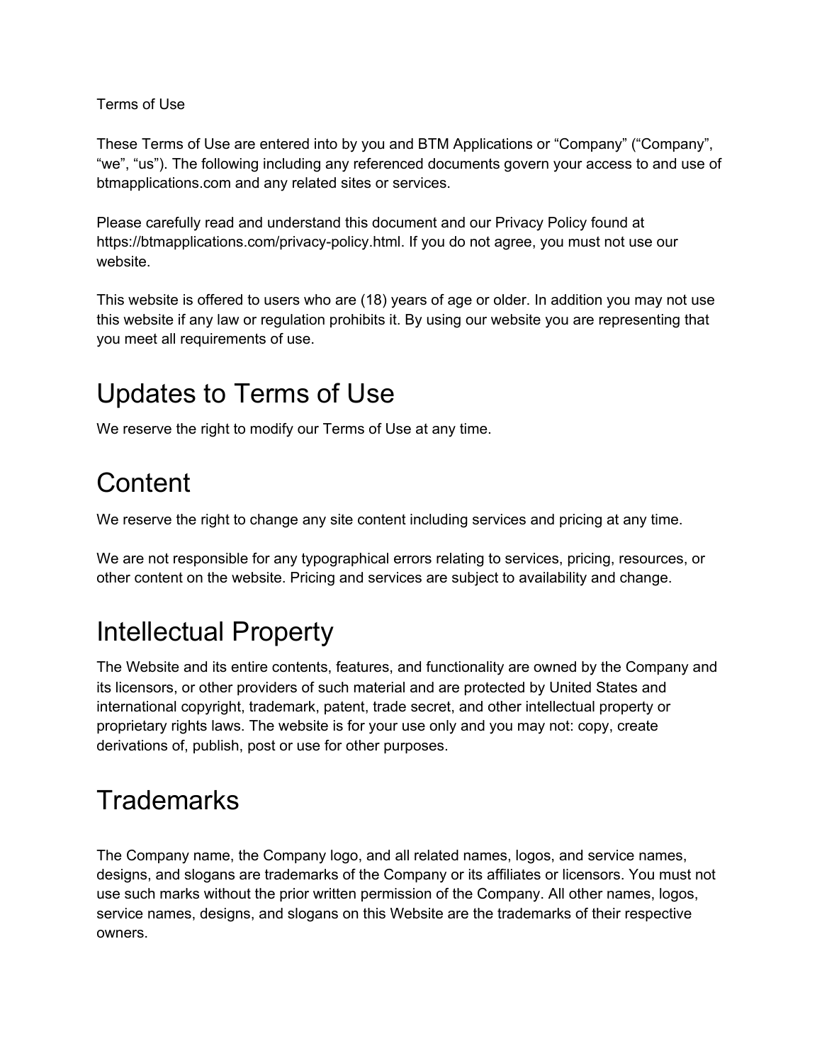Terms of Use

These Terms of Use are entered into by you and BTM Applications or “Company” (“Company”, “we”, “us”). The following including any referenced documents govern your access to and use of btmapplications.com and any related sites or services.

Please carefully read and understand this document and our Privacy Policy found at https://btmapplications.com/privacy-policy.html. If you do not agree, you must not use our website.

This website is offered to users who are (18) years of age or older. In addition you may not use this website if any law or regulation prohibits it. By using our website you are representing that you meet all requirements of use.

# Updates to Terms of Use

We reserve the right to modify our Terms of Use at any time.

# Content

We reserve the right to change any site content including services and pricing at any time.

We are not responsible for any typographical errors relating to services, pricing, resources, or other content on the website. Pricing and services are subject to availability and change.

# Intellectual Property

The Website and its entire contents, features, and functionality are owned by the Company and its licensors, or other providers of such material and are protected by United States and international copyright, trademark, patent, trade secret, and other intellectual property or proprietary rights laws. The website is for your use only and you may not: copy, create derivations of, publish, post or use for other purposes.

# Trademarks

The Company name, the Company logo, and all related names, logos, and service names, designs, and slogans are trademarks of the Company or its affiliates or licensors. You must not use such marks without the prior written permission of the Company. All other names, logos, service names, designs, and slogans on this Website are the trademarks of their respective owners.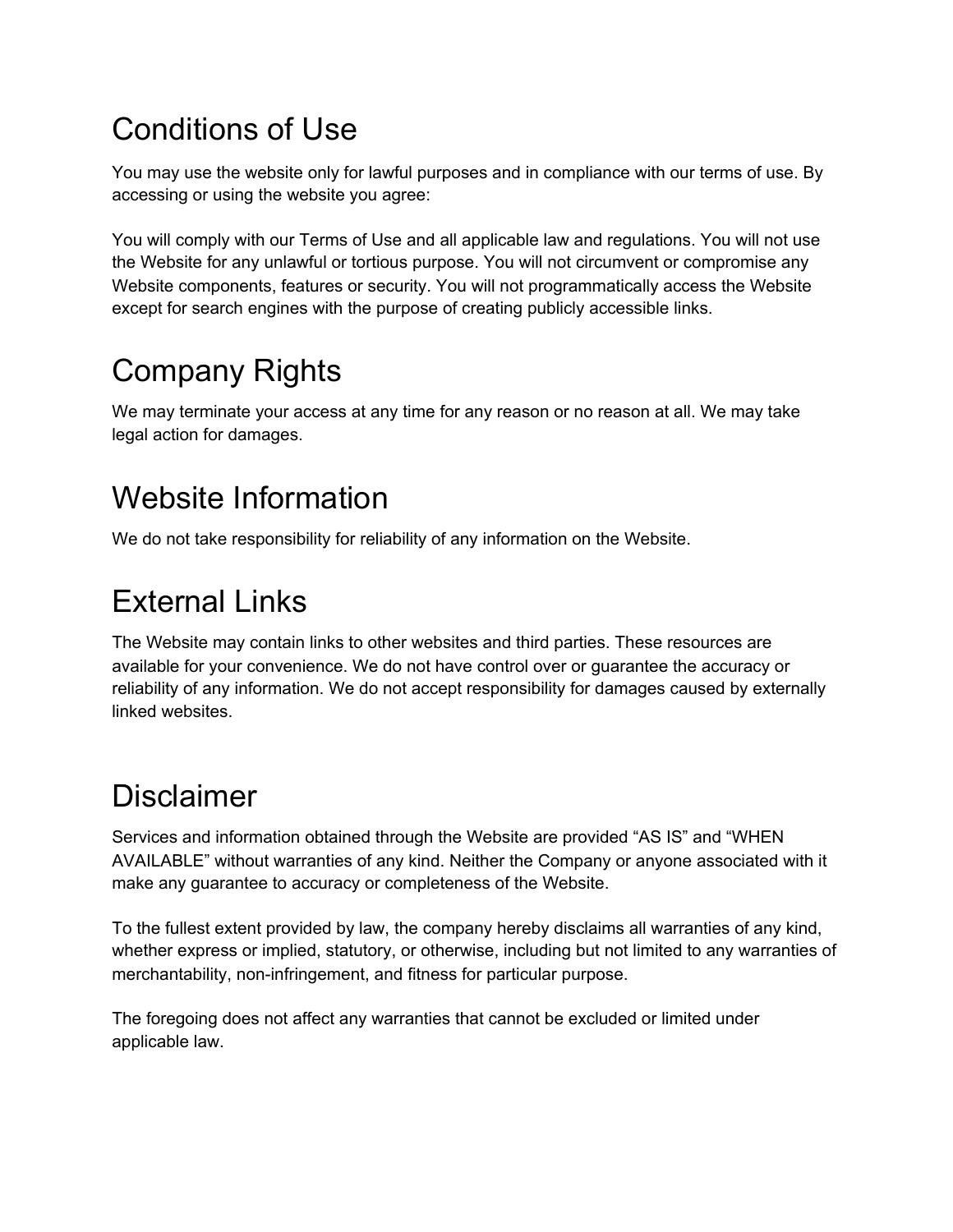## Conditions of Use

You may use the website only for lawful purposes and in compliance with our terms of use. By accessing or using the website you agree:

You will comply with our Terms of Use and all applicable law and regulations. You will not use the Website for any unlawful or tortious purpose. You will not circumvent or compromise any Website components, features or security. You will not programmatically access the Website except for search engines with the purpose of creating publicly accessible links.

## Company Rights

We may terminate your access at any time for any reason or no reason at all. We may take legal action for damages.

## Website Information

We do not take responsibility for reliability of any information on the Website.

## External Links

The Website may contain links to other websites and third parties. These resources are available for your convenience. We do not have control over or guarantee the accuracy or reliability of any information. We do not accept responsibility for damages caused by externally linked websites.

## Disclaimer

Services and information obtained through the Website are provided “AS IS” and “WHEN AVAILABLE” without warranties of any kind. Neither the Company or anyone associated with it make any guarantee to accuracy or completeness of the Website.

To the fullest extent provided by law, the company hereby disclaims all warranties of any kind, whether express or implied, statutory, or otherwise, including but not limited to any warranties of merchantability, non-infringement, and fitness for particular purpose.

The foregoing does not affect any warranties that cannot be excluded or limited under applicable law.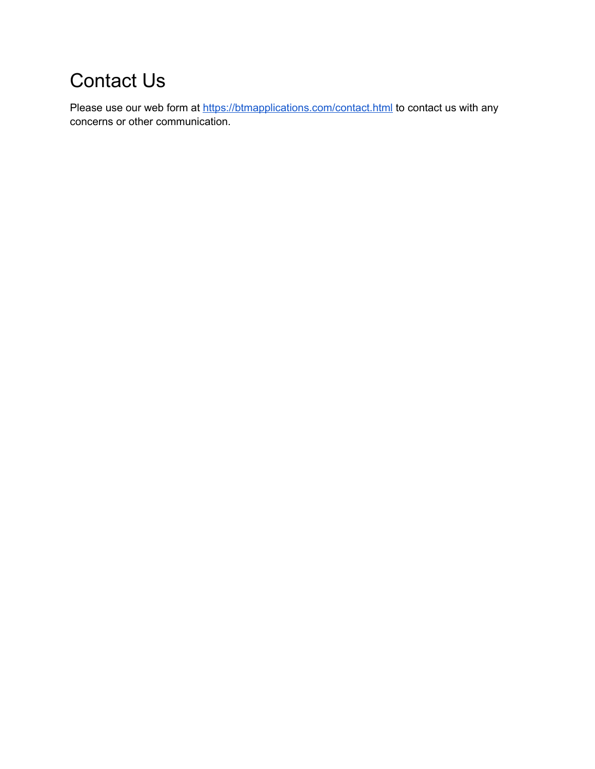# Contact Us

Please use our web form at [https://btmapplications.com/contact.html](https://btmapplications.com/contact.html) to contact us with any concerns or other communication.